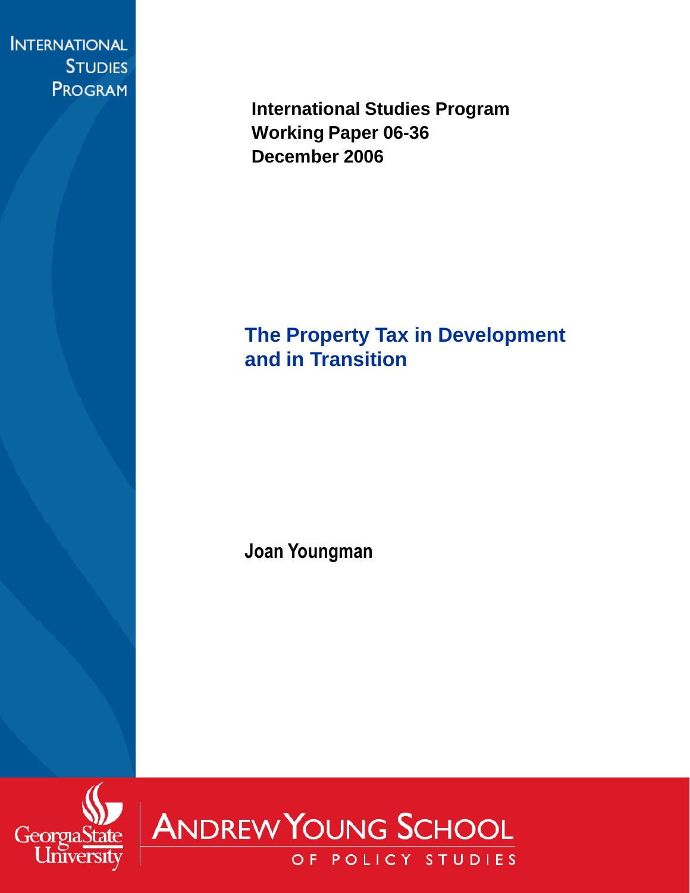INTERNATIONAL STUDIES PROGRAM

**International Studies Program**
**Working Paper 06-36**
**December 2006**

# The Property Tax in Development and in Transition

**Joan Youngman**

Georgia State University

ANDREW YOUNG SCHOOL OF POLICY STUDIES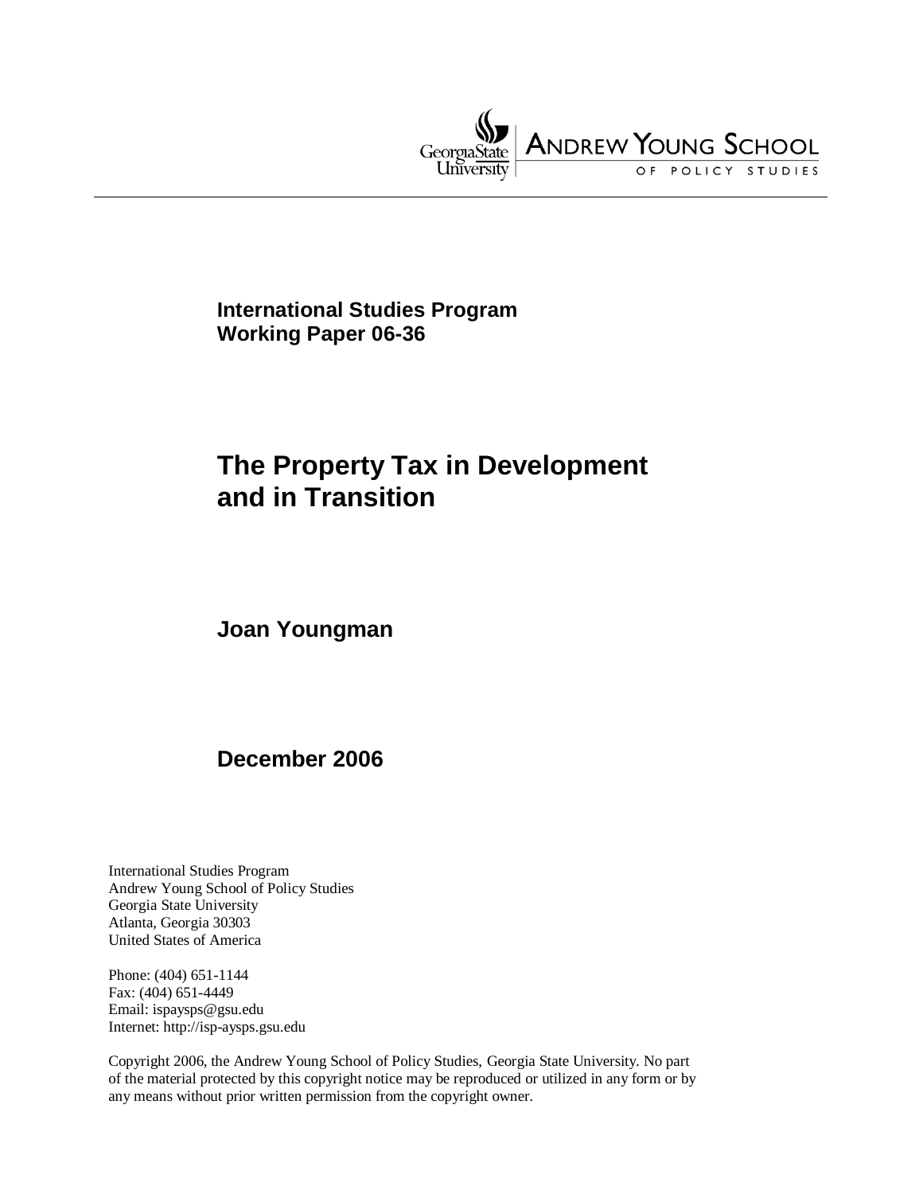Georgia State University | ANDREW YOUNG SCHOOL OF POLICY STUDIES

**International Studies Program**
**Working Paper 06-36**

# The Property Tax in Development and in Transition

**Joan Youngman**

**December 2006**

International Studies Program
Andrew Young School of Policy Studies
Georgia State University
Atlanta, Georgia 30303
United States of America

Phone: (404) 651-1144
Fax: (404) 651-4449
Email: ispaysps@gsu.edu
Internet: http://isp-aysps.gsu.edu

Copyright 2006, the Andrew Young School of Policy Studies, Georgia State University. No part of the material protected by this copyright notice may be reproduced or utilized in any form or by any means without prior written permission from the copyright owner.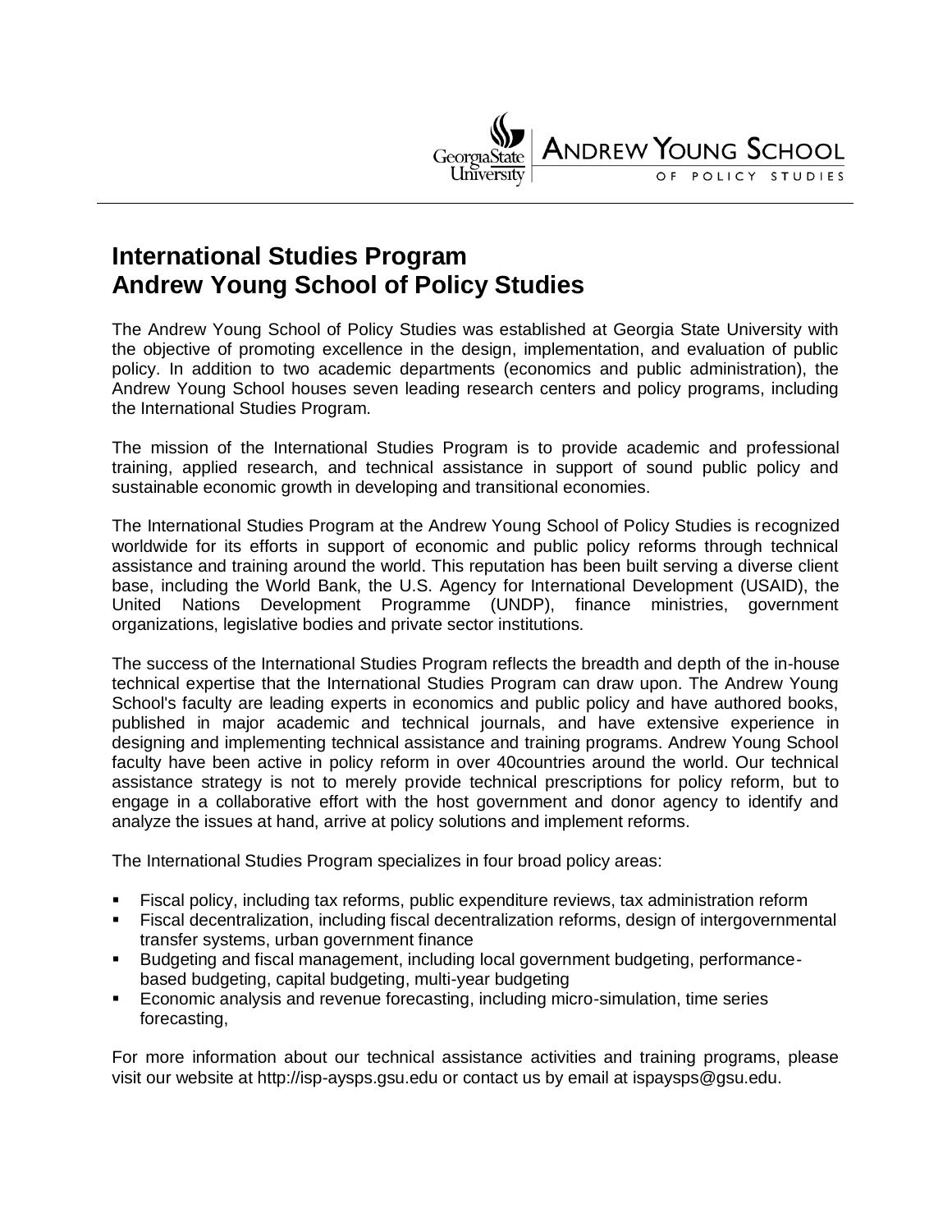# International Studies Program
# Andrew Young School of Policy Studies

The Andrew Young School of Policy Studies was established at Georgia State University with the objective of promoting excellence in the design, implementation, and evaluation of public policy. In addition to two academic departments (economics and public administration), the Andrew Young School houses seven leading research centers and policy programs, including the International Studies Program.

The mission of the International Studies Program is to provide academic and professional training, applied research, and technical assistance in support of sound public policy and sustainable economic growth in developing and transitional economies.

The International Studies Program at the Andrew Young School of Policy Studies is recognized worldwide for its efforts in support of economic and public policy reforms through technical assistance and training around the world. This reputation has been built serving a diverse client base, including the World Bank, the U.S. Agency for International Development (USAID), the United Nations Development Programme (UNDP), finance ministries, government organizations, legislative bodies and private sector institutions.

The success of the International Studies Program reflects the breadth and depth of the in-house technical expertise that the International Studies Program can draw upon. The Andrew Young School's faculty are leading experts in economics and public policy and have authored books, published in major academic and technical journals, and have extensive experience in designing and implementing technical assistance and training programs. Andrew Young School faculty have been active in policy reform in over 40countries around the world. Our technical assistance strategy is not to merely provide technical prescriptions for policy reform, but to engage in a collaborative effort with the host government and donor agency to identify and analyze the issues at hand, arrive at policy solutions and implement reforms.

The International Studies Program specializes in four broad policy areas:

- Fiscal policy, including tax reforms, public expenditure reviews, tax administration reform
- Fiscal decentralization, including fiscal decentralization reforms, design of intergovernmental transfer systems, urban government finance
- Budgeting and fiscal management, including local government budgeting, performance-based budgeting, capital budgeting, multi-year budgeting
- Economic analysis and revenue forecasting, including micro-simulation, time series forecasting,

For more information about our technical assistance activities and training programs, please visit our website at http://isp-aysps.gsu.edu or contact us by email at ispaysps@gsu.edu.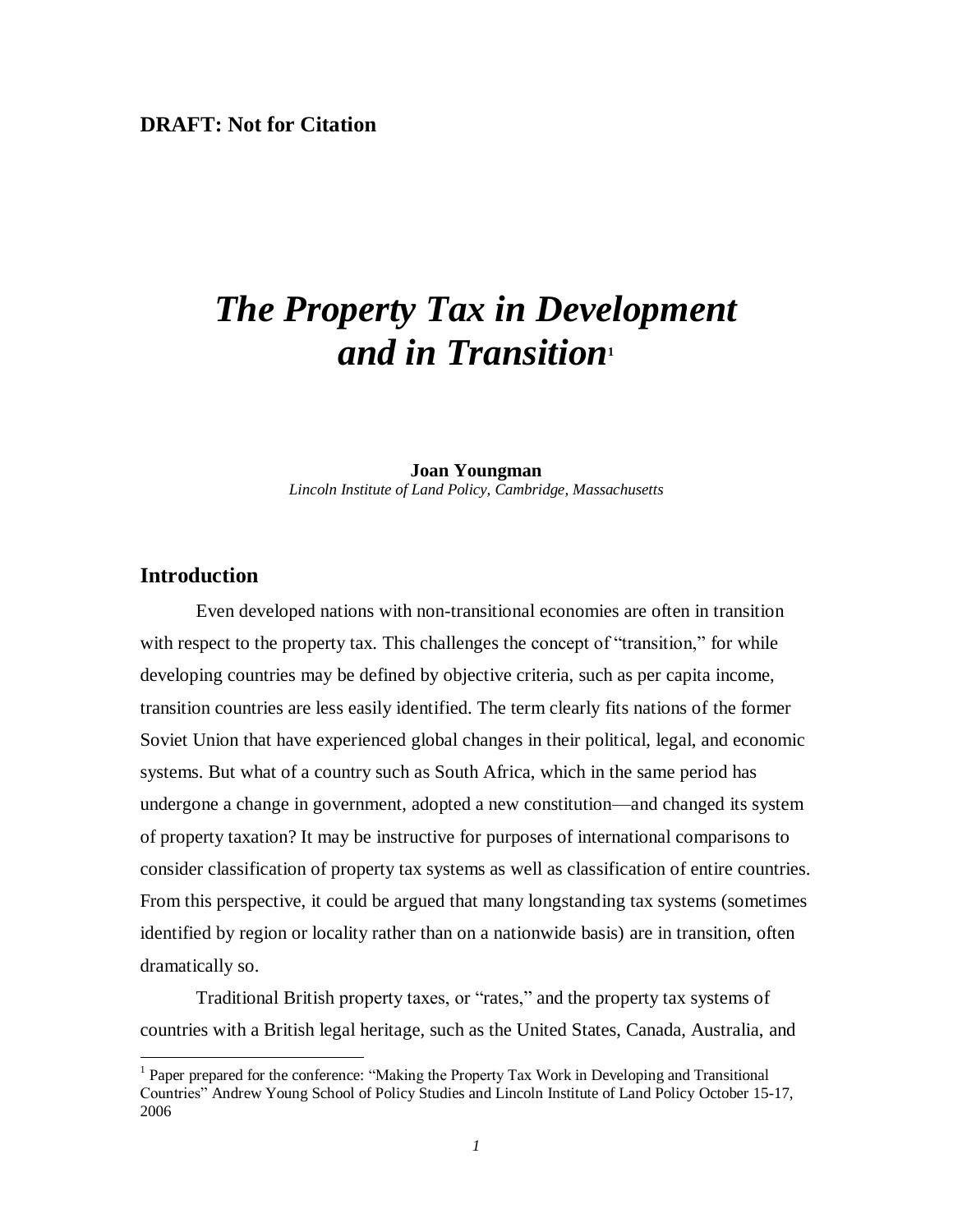**DRAFT: Not for Citation**

# *The Property Tax in Development and in Transition*[1]

**Joan Youngman**
*Lincoln Institute of Land Policy, Cambridge, Massachusetts*

## Introduction

Even developed nations with non-transitional economies are often in transition with respect to the property tax. This challenges the concept of "transition," for while developing countries may be defined by objective criteria, such as per capita income, transition countries are less easily identified. The term clearly fits nations of the former Soviet Union that have experienced global changes in their political, legal, and economic systems. But what of a country such as South Africa, which in the same period has undergone a change in government, adopted a new constitution—and changed its system of property taxation? It may be instructive for purposes of international comparisons to consider classification of property tax systems as well as classification of entire countries. From this perspective, it could be argued that many longstanding tax systems (sometimes identified by region or locality rather than on a nationwide basis) are in transition, often dramatically so.

Traditional British property taxes, or "rates," and the property tax systems of countries with a British legal heritage, such as the United States, Canada, Australia, and

[1] Paper prepared for the conference: "Making the Property Tax Work in Developing and Transitional Countries" Andrew Young School of Policy Studies and Lincoln Institute of Land Policy October 15-17, 2006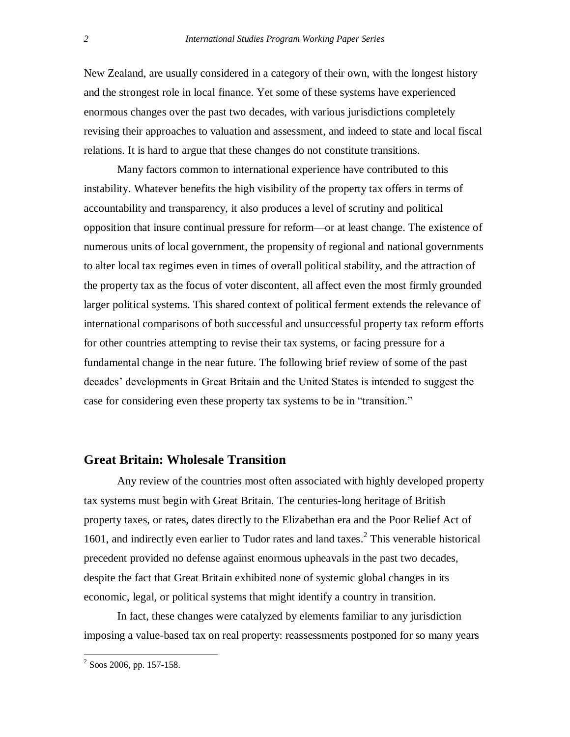New Zealand, are usually considered in a category of their own, with the longest history and the strongest role in local finance. Yet some of these systems have experienced enormous changes over the past two decades, with various jurisdictions completely revising their approaches to valuation and assessment, and indeed to state and local fiscal relations. It is hard to argue that these changes do not constitute transitions.

Many factors common to international experience have contributed to this instability. Whatever benefits the high visibility of the property tax offers in terms of accountability and transparency, it also produces a level of scrutiny and political opposition that insure continual pressure for reform—or at least change. The existence of numerous units of local government, the propensity of regional and national governments to alter local tax regimes even in times of overall political stability, and the attraction of the property tax as the focus of voter discontent, all affect even the most firmly grounded larger political systems. This shared context of political ferment extends the relevance of international comparisons of both successful and unsuccessful property tax reform efforts for other countries attempting to revise their tax systems, or facing pressure for a fundamental change in the near future. The following brief review of some of the past decades' developments in Great Britain and the United States is intended to suggest the case for considering even these property tax systems to be in "transition."

## Great Britain: Wholesale Transition

Any review of the countries most often associated with highly developed property tax systems must begin with Great Britain. The centuries-long heritage of British property taxes, or rates, dates directly to the Elizabethan era and the Poor Relief Act of 1601, and indirectly even earlier to Tudor rates and land taxes.[2] This venerable historical precedent provided no defense against enormous upheavals in the past two decades, despite the fact that Great Britain exhibited none of systemic global changes in its economic, legal, or political systems that might identify a country in transition.

In fact, these changes were catalyzed by elements familiar to any jurisdiction imposing a value-based tax on real property: reassessments postponed for so many years

[2] Soos 2006, pp. 157-158.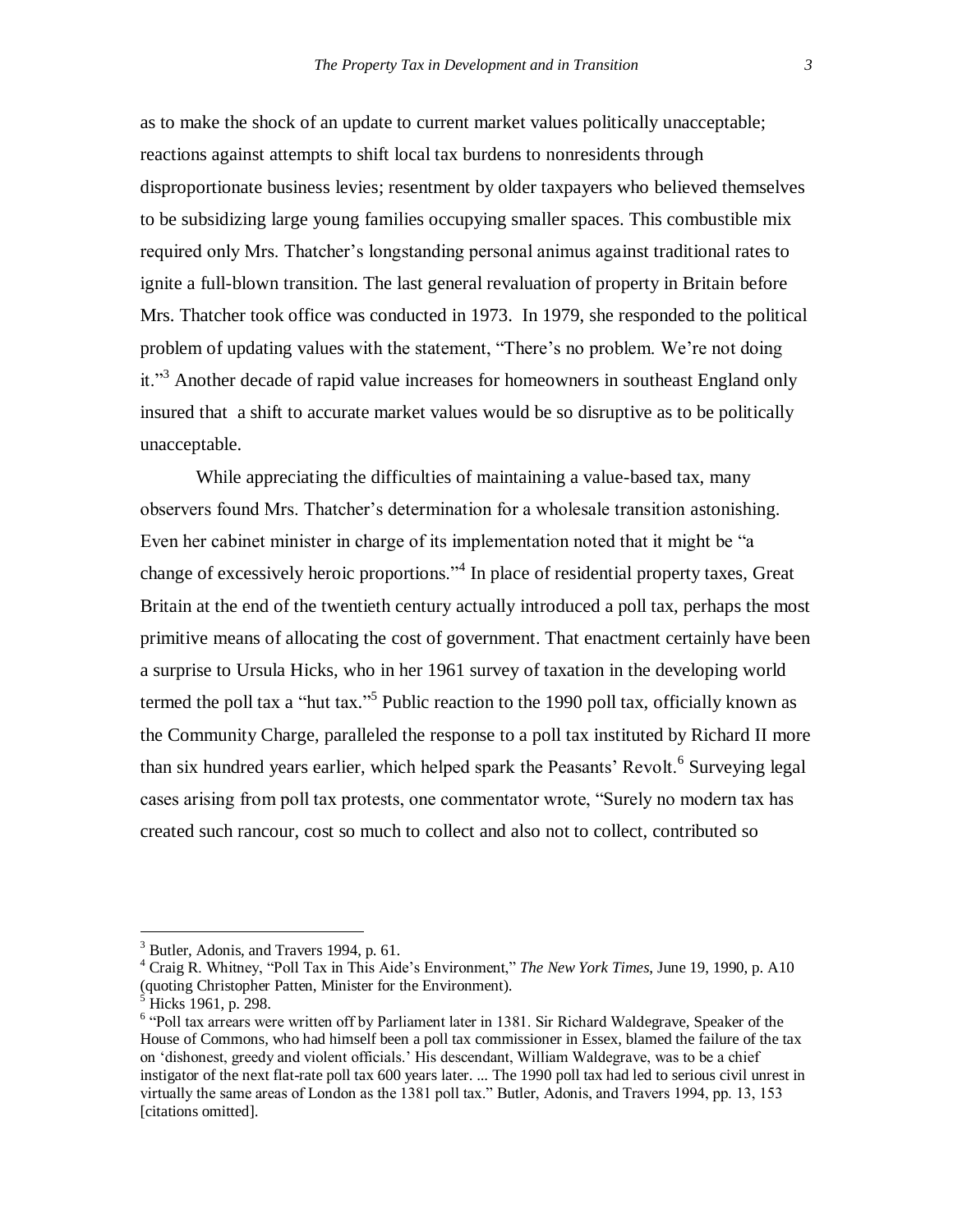as to make the shock of an update to current market values politically unacceptable; reactions against attempts to shift local tax burdens to nonresidents through disproportionate business levies; resentment by older taxpayers who believed themselves to be subsidizing large young families occupying smaller spaces. This combustible mix required only Mrs. Thatcher's longstanding personal animus against traditional rates to ignite a full-blown transition. The last general revaluation of property in Britain before Mrs. Thatcher took office was conducted in 1973. In 1979, she responded to the political problem of updating values with the statement, "There's no problem. We're not doing it."[3] Another decade of rapid value increases for homeowners in southeast England only insured that a shift to accurate market values would be so disruptive as to be politically unacceptable.

While appreciating the difficulties of maintaining a value-based tax, many observers found Mrs. Thatcher's determination for a wholesale transition astonishing. Even her cabinet minister in charge of its implementation noted that it might be "a change of excessively heroic proportions."[4] In place of residential property taxes, Great Britain at the end of the twentieth century actually introduced a poll tax, perhaps the most primitive means of allocating the cost of government. That enactment certainly have been a surprise to Ursula Hicks, who in her 1961 survey of taxation in the developing world termed the poll tax a "hut tax."[5] Public reaction to the 1990 poll tax, officially known as the Community Charge, paralleled the response to a poll tax instituted by Richard II more than six hundred years earlier, which helped spark the Peasants' Revolt.[6] Surveying legal cases arising from poll tax protests, one commentator wrote, "Surely no modern tax has created such rancour, cost so much to collect and also not to collect, contributed so

---

[3] Butler, Adonis, and Travers 1994, p. 61.

[4] Craig R. Whitney, "Poll Tax in This Aide's Environment," *The New York Times*, June 19, 1990, p. A10 (quoting Christopher Patten, Minister for the Environment).

[5] Hicks 1961, p. 298.

[6] "Poll tax arrears were written off by Parliament later in 1381. Sir Richard Waldegrave, Speaker of the House of Commons, who had himself been a poll tax commissioner in Essex, blamed the failure of the tax on 'dishonest, greedy and violent officials.' His descendant, William Waldegrave, was to be a chief instigator of the next flat-rate poll tax 600 years later. ... The 1990 poll tax had led to serious civil unrest in virtually the same areas of London as the 1381 poll tax." Butler, Adonis, and Travers 1994, pp. 13, 153 [citations omitted].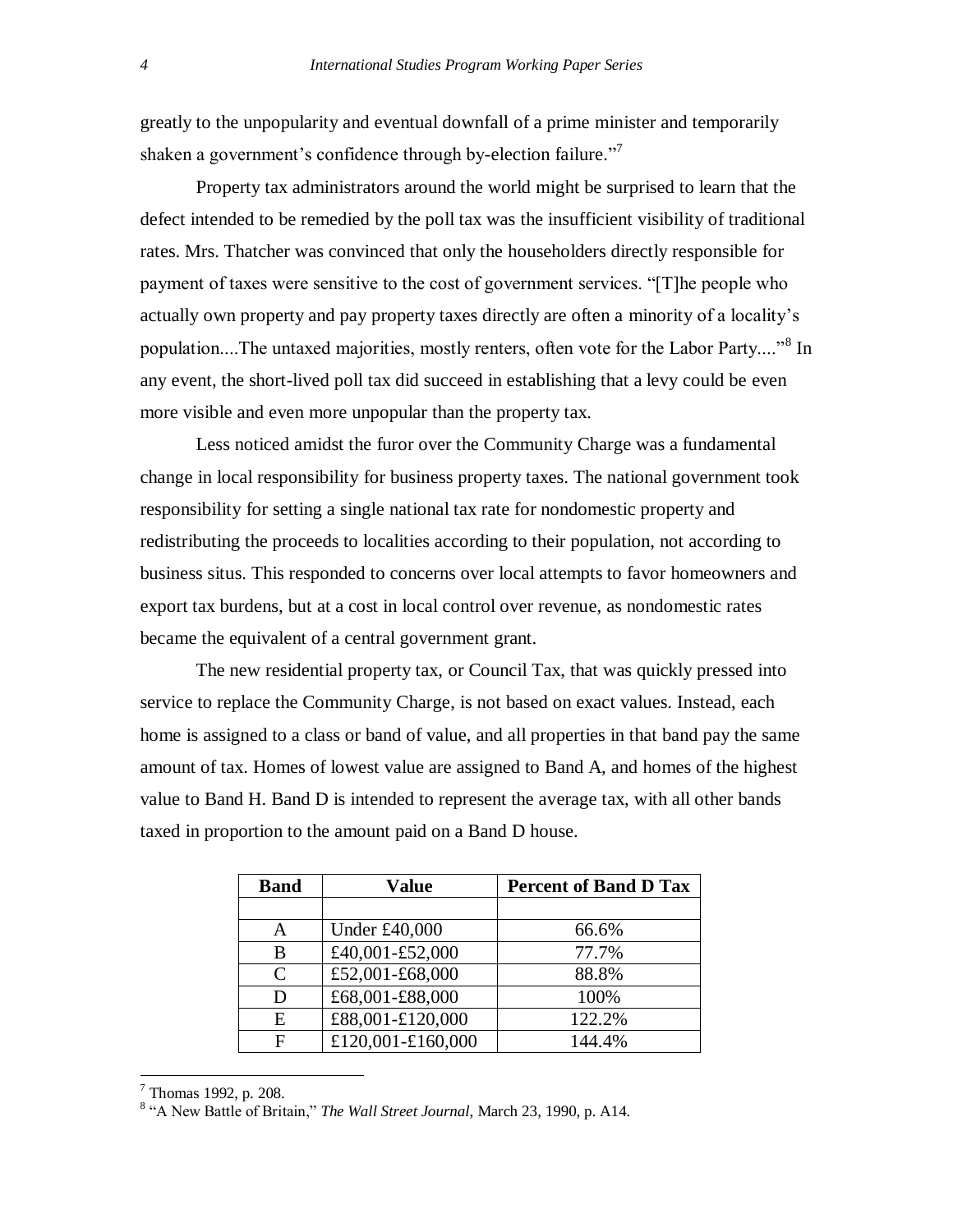greatly to the unpopularity and eventual downfall of a prime minister and temporarily shaken a government's confidence through by-election failure."[7]

Property tax administrators around the world might be surprised to learn that the defect intended to be remedied by the poll tax was the insufficient visibility of traditional rates. Mrs. Thatcher was convinced that only the householders directly responsible for payment of taxes were sensitive to the cost of government services. "[T]he people who actually own property and pay property taxes directly are often a minority of a locality's population....The untaxed majorities, mostly renters, often vote for the Labor Party...."[8] In any event, the short-lived poll tax did succeed in establishing that a levy could be even more visible and even more unpopular than the property tax.

Less noticed amidst the furor over the Community Charge was a fundamental change in local responsibility for business property taxes. The national government took responsibility for setting a single national tax rate for nondomestic property and redistributing the proceeds to localities according to their population, not according to business situs. This responded to concerns over local attempts to favor homeowners and export tax burdens, but at a cost in local control over revenue, as nondomestic rates became the equivalent of a central government grant.

The new residential property tax, or Council Tax, that was quickly pressed into service to replace the Community Charge, is not based on exact values. Instead, each home is assigned to a class or band of value, and all properties in that band pay the same amount of tax. Homes of lowest value are assigned to Band A, and homes of the highest value to Band H. Band D is intended to represent the average tax, with all other bands taxed in proportion to the amount paid on a Band D house.

| Band | Value | Percent of Band D Tax |
|---|---|---|
| | | |
| A | Under £40,000 | 66.6% |
| B | £40,001-£52,000 | 77.7% |
| C | £52,001-£68,000 | 88.8% |
| D | £68,001-£88,000 | 100% |
| E | £88,001-£120,000 | 122.2% |
| F | £120,001-£160,000 | 144.4% |

[7] Thomas 1992, p. 208.

[8] "A New Battle of Britain," *The Wall Street Journal*, March 23, 1990, p. A14.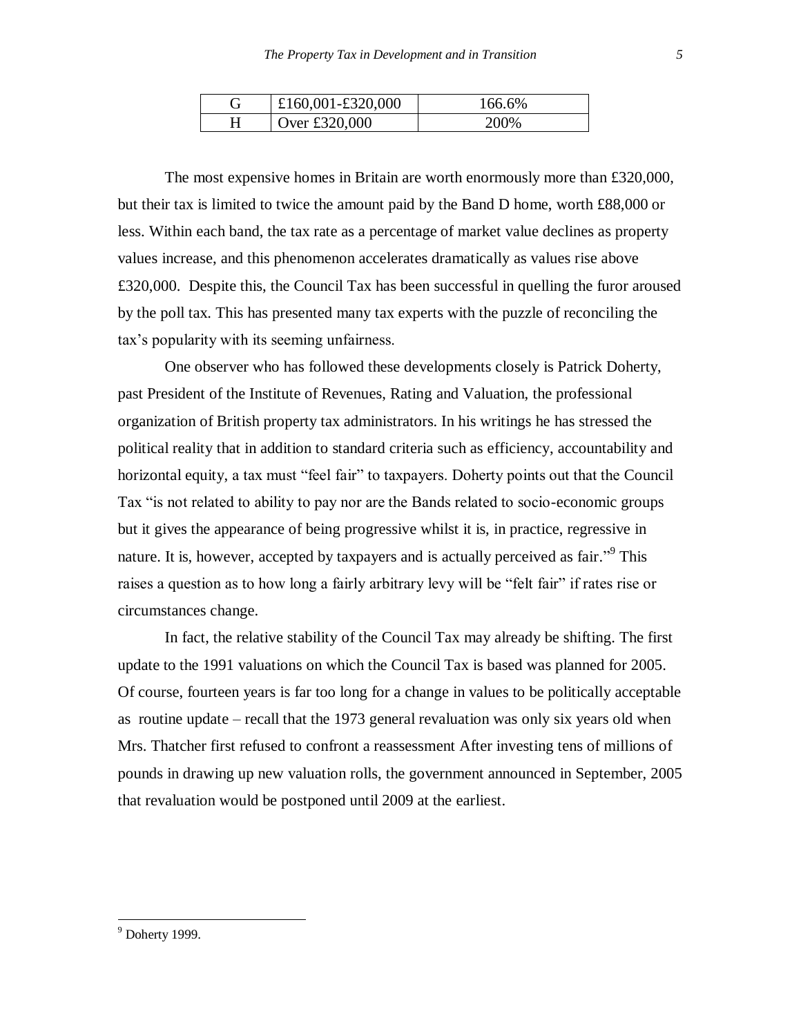| G | £160,001-£320,000 | 166.6% |
|---|---|---|
| H | Over £320,000 | 200% |

The most expensive homes in Britain are worth enormously more than £320,000, but their tax is limited to twice the amount paid by the Band D home, worth £88,000 or less. Within each band, the tax rate as a percentage of market value declines as property values increase, and this phenomenon accelerates dramatically as values rise above £320,000. Despite this, the Council Tax has been successful in quelling the furor aroused by the poll tax. This has presented many tax experts with the puzzle of reconciling the tax's popularity with its seeming unfairness.

One observer who has followed these developments closely is Patrick Doherty, past President of the Institute of Revenues, Rating and Valuation, the professional organization of British property tax administrators. In his writings he has stressed the political reality that in addition to standard criteria such as efficiency, accountability and horizontal equity, a tax must "feel fair" to taxpayers. Doherty points out that the Council Tax "is not related to ability to pay nor are the Bands related to socio-economic groups but it gives the appearance of being progressive whilst it is, in practice, regressive in nature. It is, however, accepted by taxpayers and is actually perceived as fair."[9] This raises a question as to how long a fairly arbitrary levy will be "felt fair" if rates rise or circumstances change.

In fact, the relative stability of the Council Tax may already be shifting. The first update to the 1991 valuations on which the Council Tax is based was planned for 2005. Of course, fourteen years is far too long for a change in values to be politically acceptable as routine update – recall that the 1973 general revaluation was only six years old when Mrs. Thatcher first refused to confront a reassessment After investing tens of millions of pounds in drawing up new valuation rolls, the government announced in September, 2005 that revaluation would be postponed until 2009 at the earliest.

[9] Doherty 1999.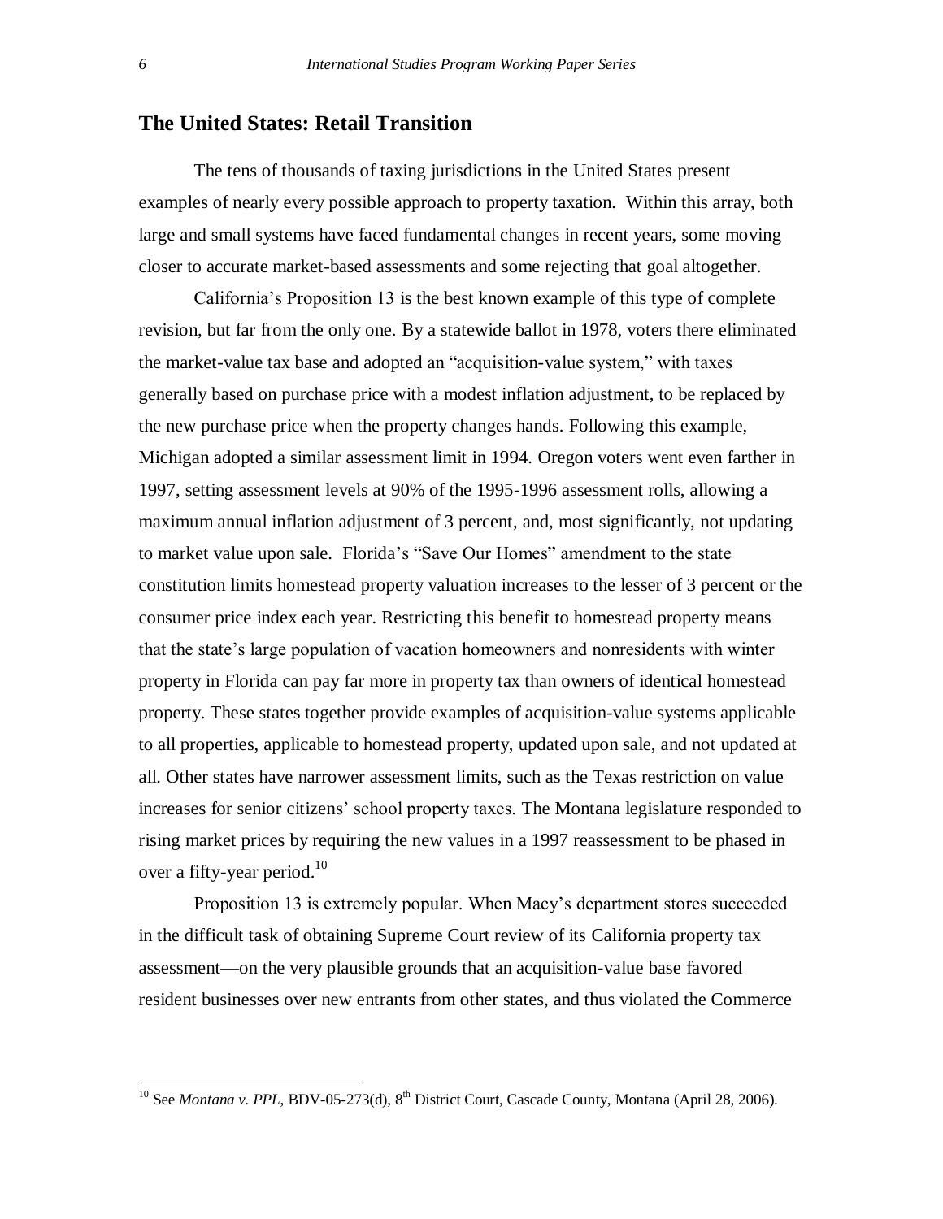## The United States: Retail Transition

The tens of thousands of taxing jurisdictions in the United States present examples of nearly every possible approach to property taxation. Within this array, both large and small systems have faced fundamental changes in recent years, some moving closer to accurate market-based assessments and some rejecting that goal altogether.

California's Proposition 13 is the best known example of this type of complete revision, but far from the only one. By a statewide ballot in 1978, voters there eliminated the market-value tax base and adopted an "acquisition-value system," with taxes generally based on purchase price with a modest inflation adjustment, to be replaced by the new purchase price when the property changes hands. Following this example, Michigan adopted a similar assessment limit in 1994. Oregon voters went even farther in 1997, setting assessment levels at 90% of the 1995-1996 assessment rolls, allowing a maximum annual inflation adjustment of 3 percent, and, most significantly, not updating to market value upon sale. Florida's "Save Our Homes" amendment to the state constitution limits homestead property valuation increases to the lesser of 3 percent or the consumer price index each year. Restricting this benefit to homestead property means that the state's large population of vacation homeowners and nonresidents with winter property in Florida can pay far more in property tax than owners of identical homestead property. These states together provide examples of acquisition-value systems applicable to all properties, applicable to homestead property, updated upon sale, and not updated at all. Other states have narrower assessment limits, such as the Texas restriction on value increases for senior citizens' school property taxes. The Montana legislature responded to rising market prices by requiring the new values in a 1997 reassessment to be phased in over a fifty-year period.[10]

Proposition 13 is extremely popular. When Macy's department stores succeeded in the difficult task of obtaining Supreme Court review of its California property tax assessment—on the very plausible grounds that an acquisition-value base favored resident businesses over new entrants from other states, and thus violated the Commerce

[10] See *Montana v. PPL*, BDV-05-273(d), 8th District Court, Cascade County, Montana (April 28, 2006).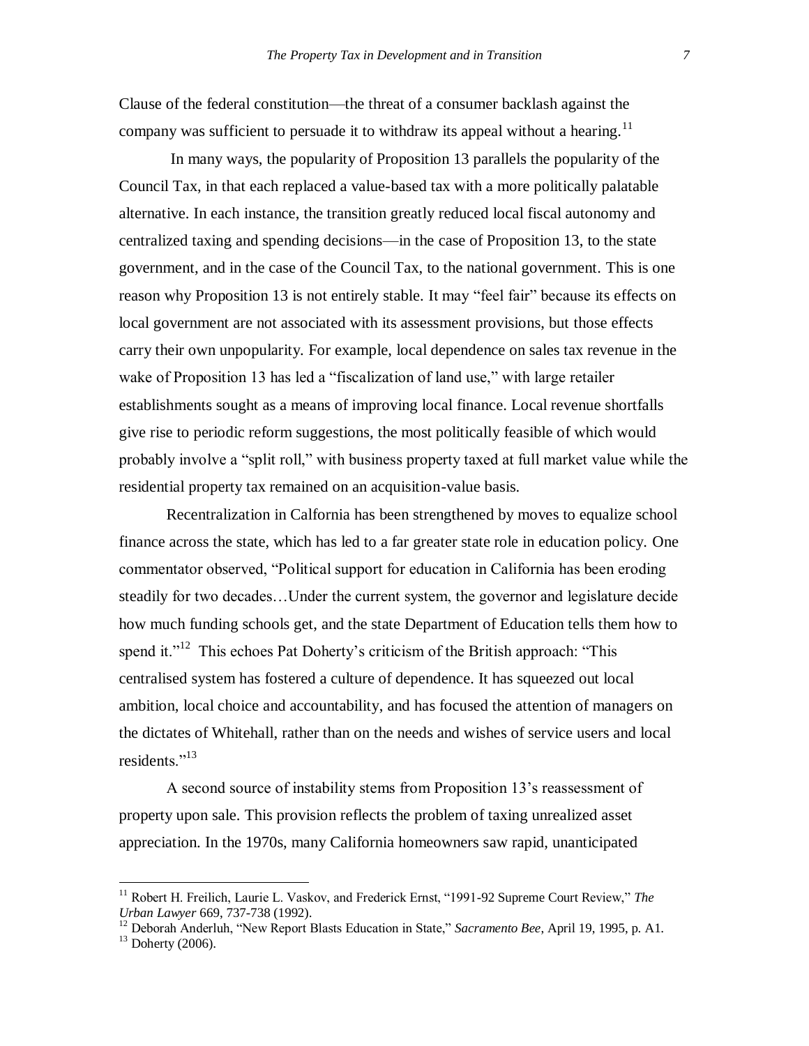Clause of the federal constitution—the threat of a consumer backlash against the company was sufficient to persuade it to withdraw its appeal without a hearing.[11]

In many ways, the popularity of Proposition 13 parallels the popularity of the Council Tax, in that each replaced a value-based tax with a more politically palatable alternative. In each instance, the transition greatly reduced local fiscal autonomy and centralized taxing and spending decisions—in the case of Proposition 13, to the state government, and in the case of the Council Tax, to the national government. This is one reason why Proposition 13 is not entirely stable. It may "feel fair" because its effects on local government are not associated with its assessment provisions, but those effects carry their own unpopularity. For example, local dependence on sales tax revenue in the wake of Proposition 13 has led a "fiscalization of land use," with large retailer establishments sought as a means of improving local finance. Local revenue shortfalls give rise to periodic reform suggestions, the most politically feasible of which would probably involve a "split roll," with business property taxed at full market value while the residential property tax remained on an acquisition-value basis.

Recentralization in Calfornia has been strengthened by moves to equalize school finance across the state, which has led to a far greater state role in education policy. One commentator observed, "Political support for education in California has been eroding steadily for two decades…Under the current system, the governor and legislature decide how much funding schools get, and the state Department of Education tells them how to spend it."[12] This echoes Pat Doherty's criticism of the British approach: "This centralised system has fostered a culture of dependence. It has squeezed out local ambition, local choice and accountability, and has focused the attention of managers on the dictates of Whitehall, rather than on the needs and wishes of service users and local residents."[13]

A second source of instability stems from Proposition 13's reassessment of property upon sale. This provision reflects the problem of taxing unrealized asset appreciation. In the 1970s, many California homeowners saw rapid, unanticipated

[11] Robert H. Freilich, Laurie L. Vaskov, and Frederick Ernst, "1991-92 Supreme Court Review," *The Urban Lawyer* 669, 737-738 (1992).

[12] Deborah Anderluh, "New Report Blasts Education in State," *Sacramento Bee*, April 19, 1995, p. A1.

[13] Doherty (2006).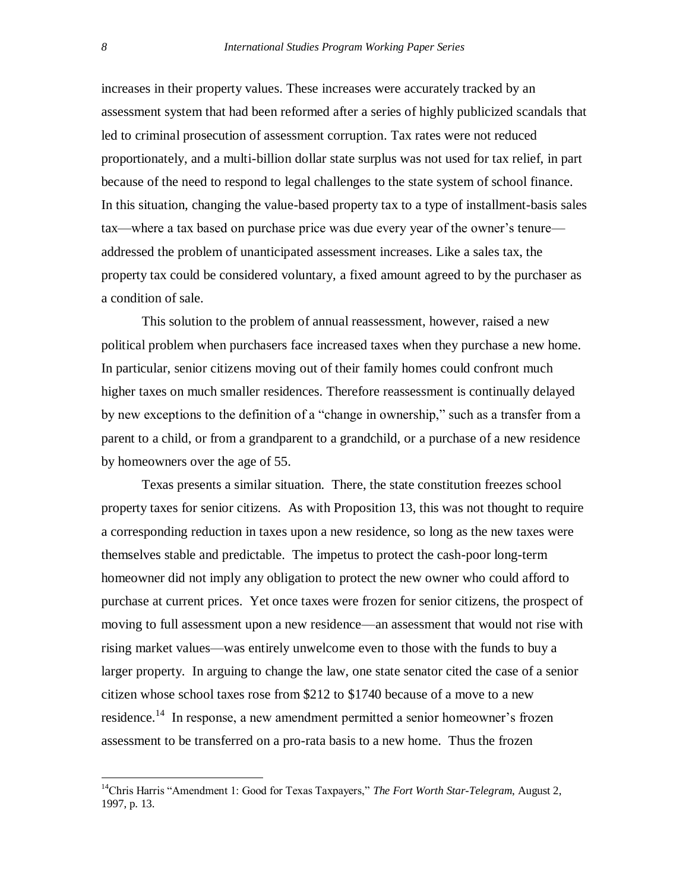increases in their property values. These increases were accurately tracked by an assessment system that had been reformed after a series of highly publicized scandals that led to criminal prosecution of assessment corruption. Tax rates were not reduced proportionately, and a multi-billion dollar state surplus was not used for tax relief, in part because of the need to respond to legal challenges to the state system of school finance. In this situation, changing the value-based property tax to a type of installment-basis sales tax—where a tax based on purchase price was due every year of the owner's tenure—addressed the problem of unanticipated assessment increases. Like a sales tax, the property tax could be considered voluntary, a fixed amount agreed to by the purchaser as a condition of sale.

This solution to the problem of annual reassessment, however, raised a new political problem when purchasers face increased taxes when they purchase a new home. In particular, senior citizens moving out of their family homes could confront much higher taxes on much smaller residences. Therefore reassessment is continually delayed by new exceptions to the definition of a "change in ownership," such as a transfer from a parent to a child, or from a grandparent to a grandchild, or a purchase of a new residence by homeowners over the age of 55.

Texas presents a similar situation. There, the state constitution freezes school property taxes for senior citizens. As with Proposition 13, this was not thought to require a corresponding reduction in taxes upon a new residence, so long as the new taxes were themselves stable and predictable. The impetus to protect the cash-poor long-term homeowner did not imply any obligation to protect the new owner who could afford to purchase at current prices. Yet once taxes were frozen for senior citizens, the prospect of moving to full assessment upon a new residence—an assessment that would not rise with rising market values—was entirely unwelcome even to those with the funds to buy a larger property. In arguing to change the law, one state senator cited the case of a senior citizen whose school taxes rose from $212 to $1740 because of a move to a new residence.[14] In response, a new amendment permitted a senior homeowner's frozen assessment to be transferred on a pro-rata basis to a new home. Thus the frozen

[14] Chris Harris "Amendment 1: Good for Texas Taxpayers," *The Fort Worth Star-Telegram*, August 2, 1997, p. 13.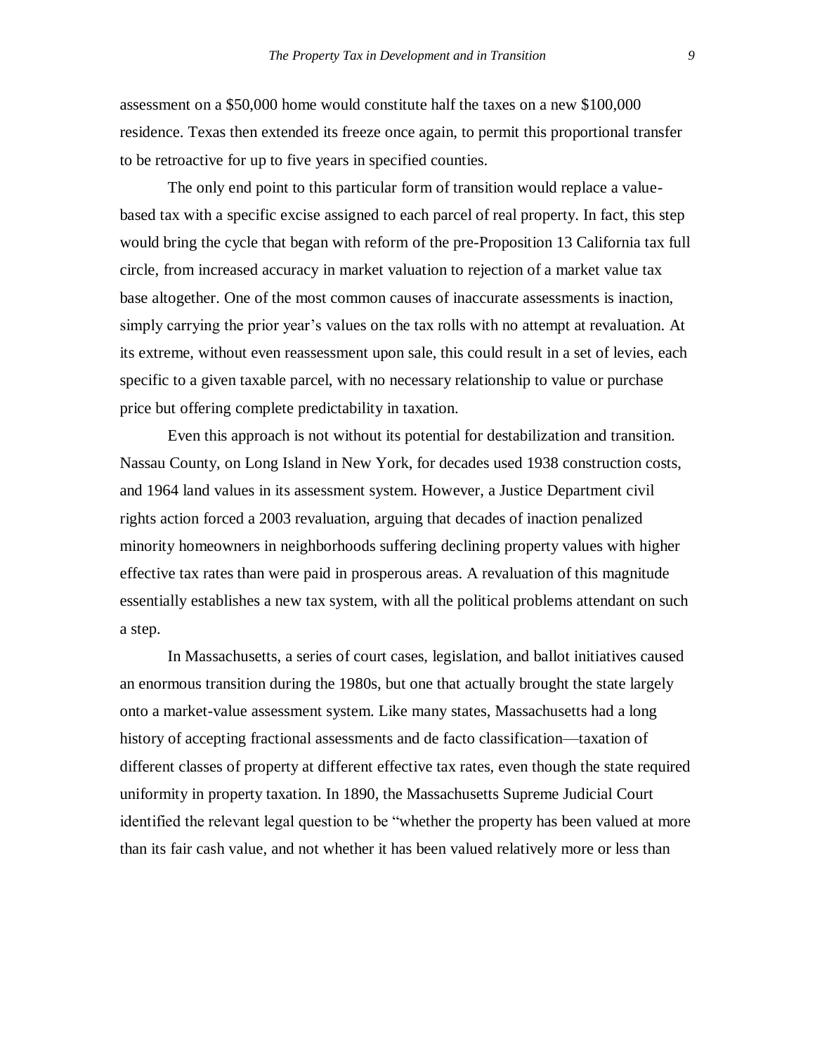assessment on a $50,000 home would constitute half the taxes on a new $100,000 residence. Texas then extended its freeze once again, to permit this proportional transfer to be retroactive for up to five years in specified counties.

The only end point to this particular form of transition would replace a value-based tax with a specific excise assigned to each parcel of real property. In fact, this step would bring the cycle that began with reform of the pre-Proposition 13 California tax full circle, from increased accuracy in market valuation to rejection of a market value tax base altogether. One of the most common causes of inaccurate assessments is inaction, simply carrying the prior year's values on the tax rolls with no attempt at revaluation. At its extreme, without even reassessment upon sale, this could result in a set of levies, each specific to a given taxable parcel, with no necessary relationship to value or purchase price but offering complete predictability in taxation.

Even this approach is not without its potential for destabilization and transition. Nassau County, on Long Island in New York, for decades used 1938 construction costs, and 1964 land values in its assessment system. However, a Justice Department civil rights action forced a 2003 revaluation, arguing that decades of inaction penalized minority homeowners in neighborhoods suffering declining property values with higher effective tax rates than were paid in prosperous areas. A revaluation of this magnitude essentially establishes a new tax system, with all the political problems attendant on such a step.

In Massachusetts, a series of court cases, legislation, and ballot initiatives caused an enormous transition during the 1980s, but one that actually brought the state largely onto a market-value assessment system. Like many states, Massachusetts had a long history of accepting fractional assessments and de facto classification—taxation of different classes of property at different effective tax rates, even though the state required uniformity in property taxation. In 1890, the Massachusetts Supreme Judicial Court identified the relevant legal question to be "whether the property has been valued at more than its fair cash value, and not whether it has been valued relatively more or less than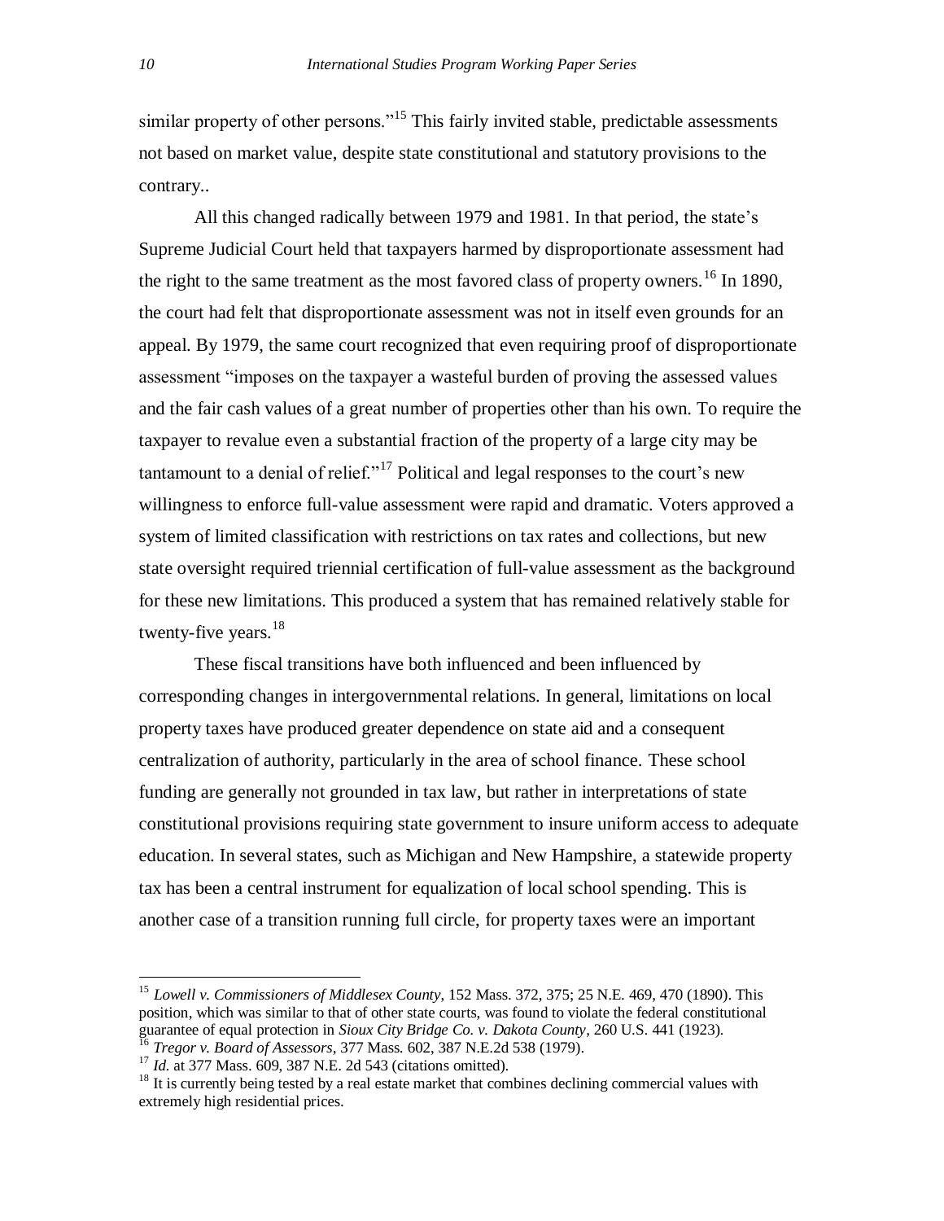similar property of other persons."[15] This fairly invited stable, predictable assessments not based on market value, despite state constitutional and statutory provisions to the contrary..

All this changed radically between 1979 and 1981. In that period, the state's Supreme Judicial Court held that taxpayers harmed by disproportionate assessment had the right to the same treatment as the most favored class of property owners.[16] In 1890, the court had felt that disproportionate assessment was not in itself even grounds for an appeal. By 1979, the same court recognized that even requiring proof of disproportionate assessment "imposes on the taxpayer a wasteful burden of proving the assessed values and the fair cash values of a great number of properties other than his own. To require the taxpayer to revalue even a substantial fraction of the property of a large city may be tantamount to a denial of relief."[17] Political and legal responses to the court's new willingness to enforce full-value assessment were rapid and dramatic. Voters approved a system of limited classification with restrictions on tax rates and collections, but new state oversight required triennial certification of full-value assessment as the background for these new limitations. This produced a system that has remained relatively stable for twenty-five years.[18]

These fiscal transitions have both influenced and been influenced by corresponding changes in intergovernmental relations. In general, limitations on local property taxes have produced greater dependence on state aid and a consequent centralization of authority, particularly in the area of school finance. These school funding are generally not grounded in tax law, but rather in interpretations of state constitutional provisions requiring state government to insure uniform access to adequate education. In several states, such as Michigan and New Hampshire, a statewide property tax has been a central instrument for equalization of local school spending. This is another case of a transition running full circle, for property taxes were an important

---

[15] *Lowell v. Commissioners of Middlesex County*, 152 Mass. 372, 375; 25 N.E. 469, 470 (1890). This position, which was similar to that of other state courts, was found to violate the federal constitutional guarantee of equal protection in *Sioux City Bridge Co. v. Dakota County*, 260 U.S. 441 (1923).

[16] *Tregor v. Board of Assessors*, 377 Mass. 602, 387 N.E.2d 538 (1979).

[17] *Id.* at 377 Mass. 609, 387 N.E. 2d 543 (citations omitted).

[18] It is currently being tested by a real estate market that combines declining commercial values with extremely high residential prices.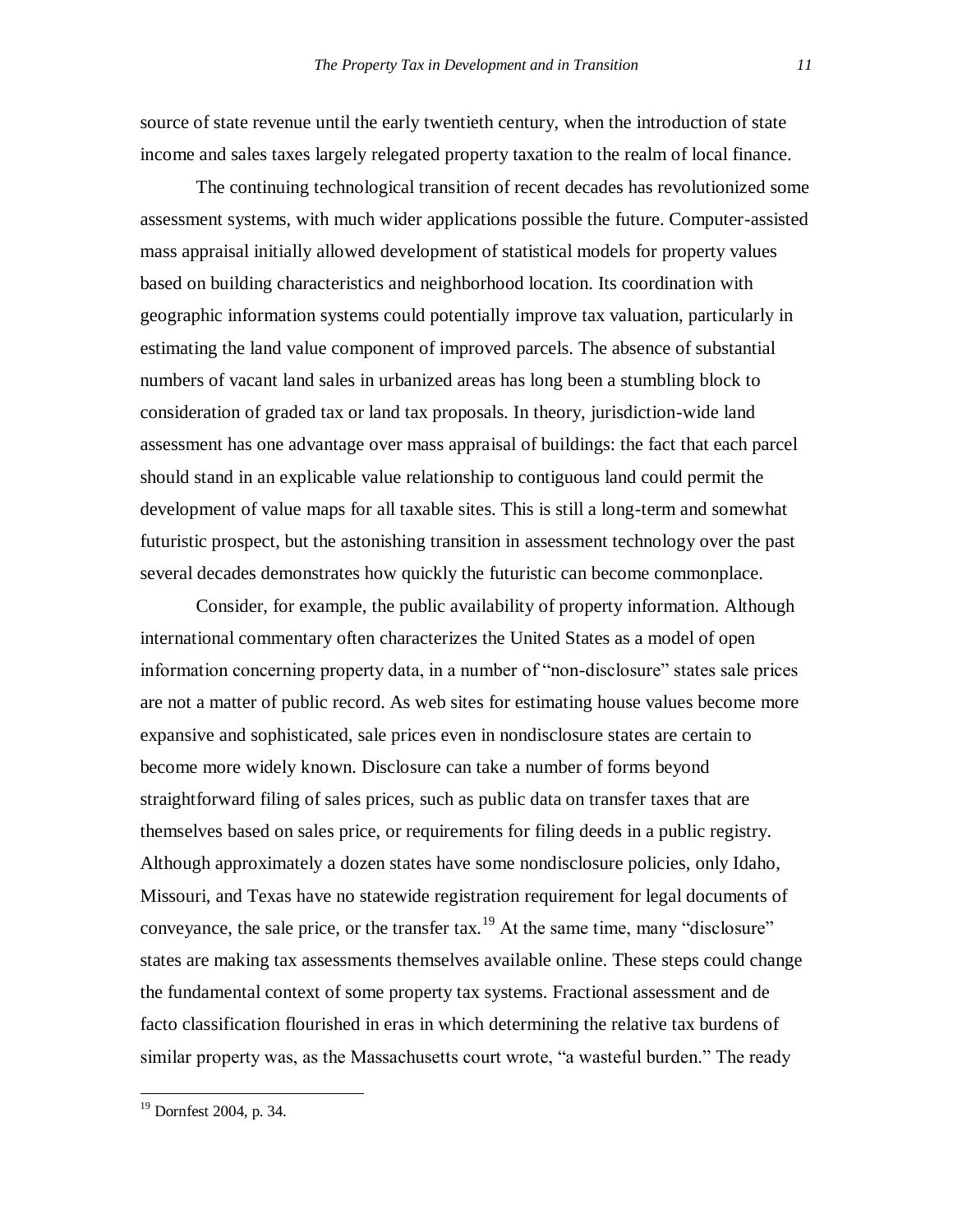source of state revenue until the early twentieth century, when the introduction of state income and sales taxes largely relegated property taxation to the realm of local finance.

The continuing technological transition of recent decades has revolutionized some assessment systems, with much wider applications possible the future. Computer-assisted mass appraisal initially allowed development of statistical models for property values based on building characteristics and neighborhood location. Its coordination with geographic information systems could potentially improve tax valuation, particularly in estimating the land value component of improved parcels. The absence of substantial numbers of vacant land sales in urbanized areas has long been a stumbling block to consideration of graded tax or land tax proposals. In theory, jurisdiction-wide land assessment has one advantage over mass appraisal of buildings: the fact that each parcel should stand in an explicable value relationship to contiguous land could permit the development of value maps for all taxable sites. This is still a long-term and somewhat futuristic prospect, but the astonishing transition in assessment technology over the past several decades demonstrates how quickly the futuristic can become commonplace.

Consider, for example, the public availability of property information. Although international commentary often characterizes the United States as a model of open information concerning property data, in a number of "non-disclosure" states sale prices are not a matter of public record. As web sites for estimating house values become more expansive and sophisticated, sale prices even in nondisclosure states are certain to become more widely known. Disclosure can take a number of forms beyond straightforward filing of sales prices, such as public data on transfer taxes that are themselves based on sales price, or requirements for filing deeds in a public registry. Although approximately a dozen states have some nondisclosure policies, only Idaho, Missouri, and Texas have no statewide registration requirement for legal documents of conveyance, the sale price, or the transfer tax.[19] At the same time, many "disclosure" states are making tax assessments themselves available online. These steps could change the fundamental context of some property tax systems. Fractional assessment and de facto classification flourished in eras in which determining the relative tax burdens of similar property was, as the Massachusetts court wrote, "a wasteful burden." The ready

[19] Dornfest 2004, p. 34.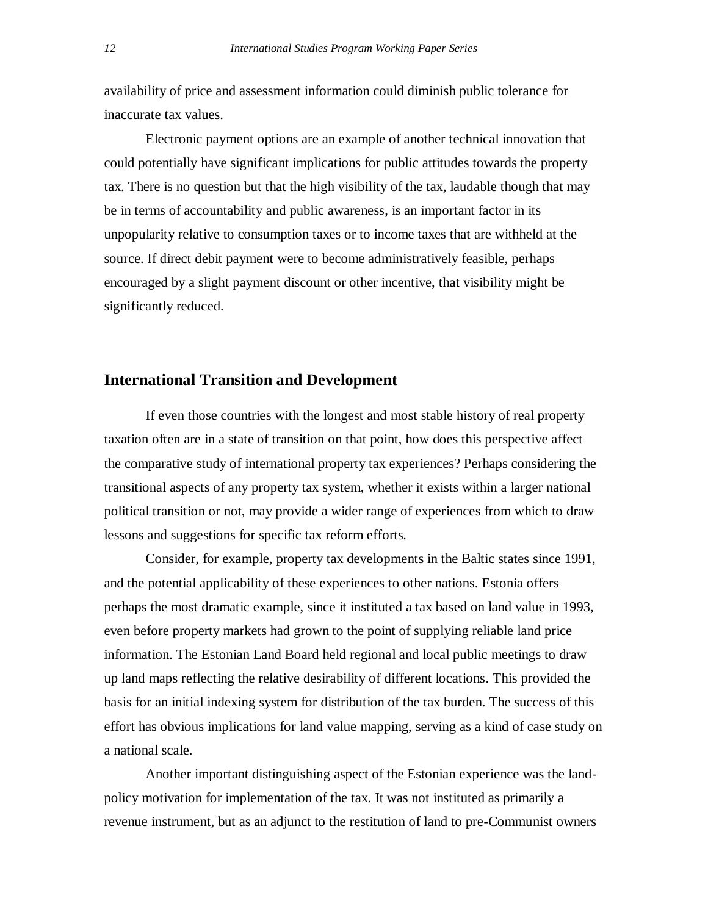availability of price and assessment information could diminish public tolerance for inaccurate tax values.

Electronic payment options are an example of another technical innovation that could potentially have significant implications for public attitudes towards the property tax. There is no question but that the high visibility of the tax, laudable though that may be in terms of accountability and public awareness, is an important factor in its unpopularity relative to consumption taxes or to income taxes that are withheld at the source. If direct debit payment were to become administratively feasible, perhaps encouraged by a slight payment discount or other incentive, that visibility might be significantly reduced.

## International Transition and Development

If even those countries with the longest and most stable history of real property taxation often are in a state of transition on that point, how does this perspective affect the comparative study of international property tax experiences? Perhaps considering the transitional aspects of any property tax system, whether it exists within a larger national political transition or not, may provide a wider range of experiences from which to draw lessons and suggestions for specific tax reform efforts.

Consider, for example, property tax developments in the Baltic states since 1991, and the potential applicability of these experiences to other nations. Estonia offers perhaps the most dramatic example, since it instituted a tax based on land value in 1993, even before property markets had grown to the point of supplying reliable land price information. The Estonian Land Board held regional and local public meetings to draw up land maps reflecting the relative desirability of different locations. This provided the basis for an initial indexing system for distribution of the tax burden. The success of this effort has obvious implications for land value mapping, serving as a kind of case study on a national scale.

Another important distinguishing aspect of the Estonian experience was the land-policy motivation for implementation of the tax. It was not instituted as primarily a revenue instrument, but as an adjunct to the restitution of land to pre-Communist owners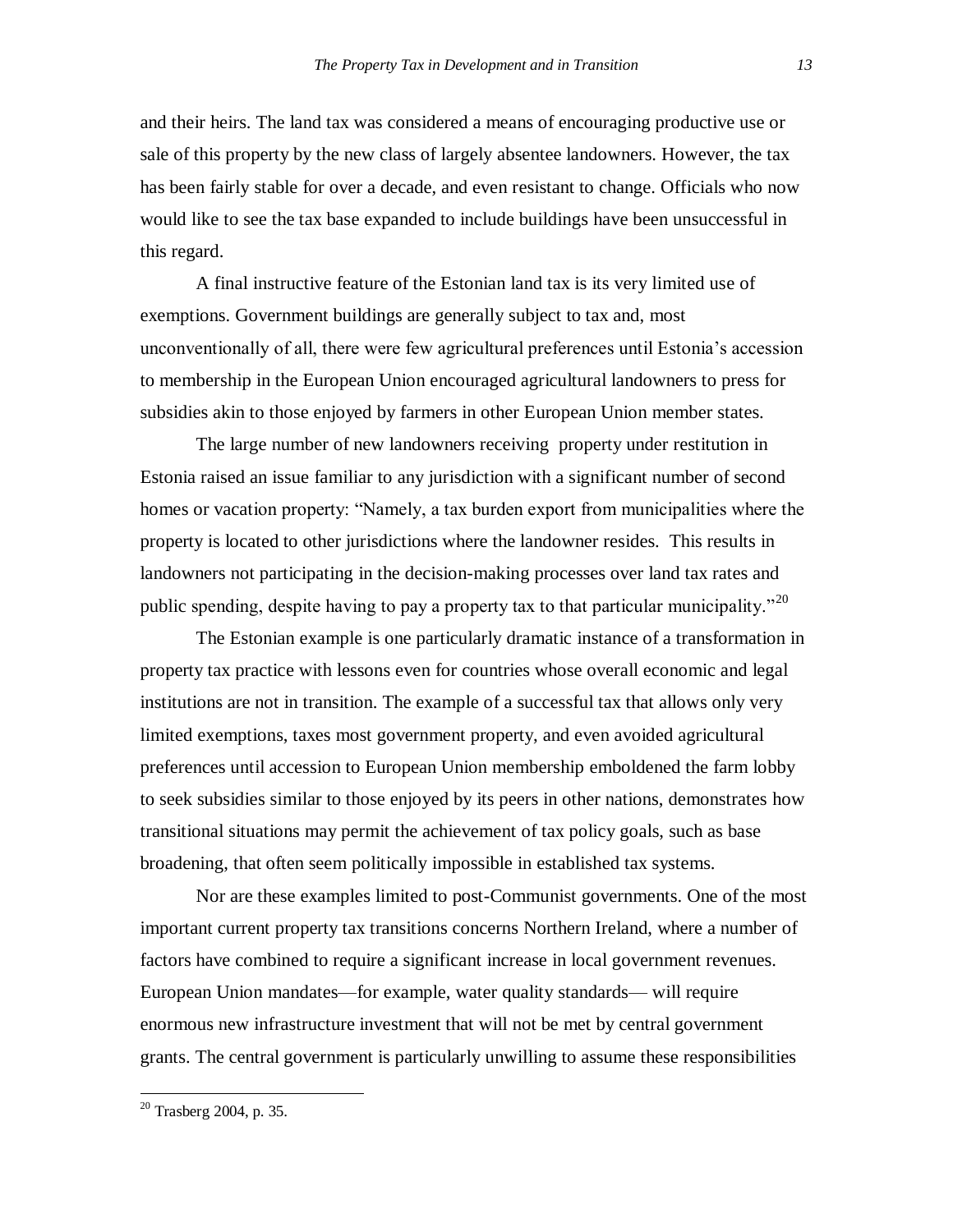and their heirs. The land tax was considered a means of encouraging productive use or sale of this property by the new class of largely absentee landowners. However, the tax has been fairly stable for over a decade, and even resistant to change. Officials who now would like to see the tax base expanded to include buildings have been unsuccessful in this regard.

A final instructive feature of the Estonian land tax is its very limited use of exemptions. Government buildings are generally subject to tax and, most unconventionally of all, there were few agricultural preferences until Estonia's accession to membership in the European Union encouraged agricultural landowners to press for subsidies akin to those enjoyed by farmers in other European Union member states.

The large number of new landowners receiving property under restitution in Estonia raised an issue familiar to any jurisdiction with a significant number of second homes or vacation property: "Namely, a tax burden export from municipalities where the property is located to other jurisdictions where the landowner resides. This results in landowners not participating in the decision-making processes over land tax rates and public spending, despite having to pay a property tax to that particular municipality."[20]

The Estonian example is one particularly dramatic instance of a transformation in property tax practice with lessons even for countries whose overall economic and legal institutions are not in transition. The example of a successful tax that allows only very limited exemptions, taxes most government property, and even avoided agricultural preferences until accession to European Union membership emboldened the farm lobby to seek subsidies similar to those enjoyed by its peers in other nations, demonstrates how transitional situations may permit the achievement of tax policy goals, such as base broadening, that often seem politically impossible in established tax systems.

Nor are these examples limited to post-Communist governments. One of the most important current property tax transitions concerns Northern Ireland, where a number of factors have combined to require a significant increase in local government revenues. European Union mandates—for example, water quality standards— will require enormous new infrastructure investment that will not be met by central government grants. The central government is particularly unwilling to assume these responsibilities

[20] Trasberg 2004, p. 35.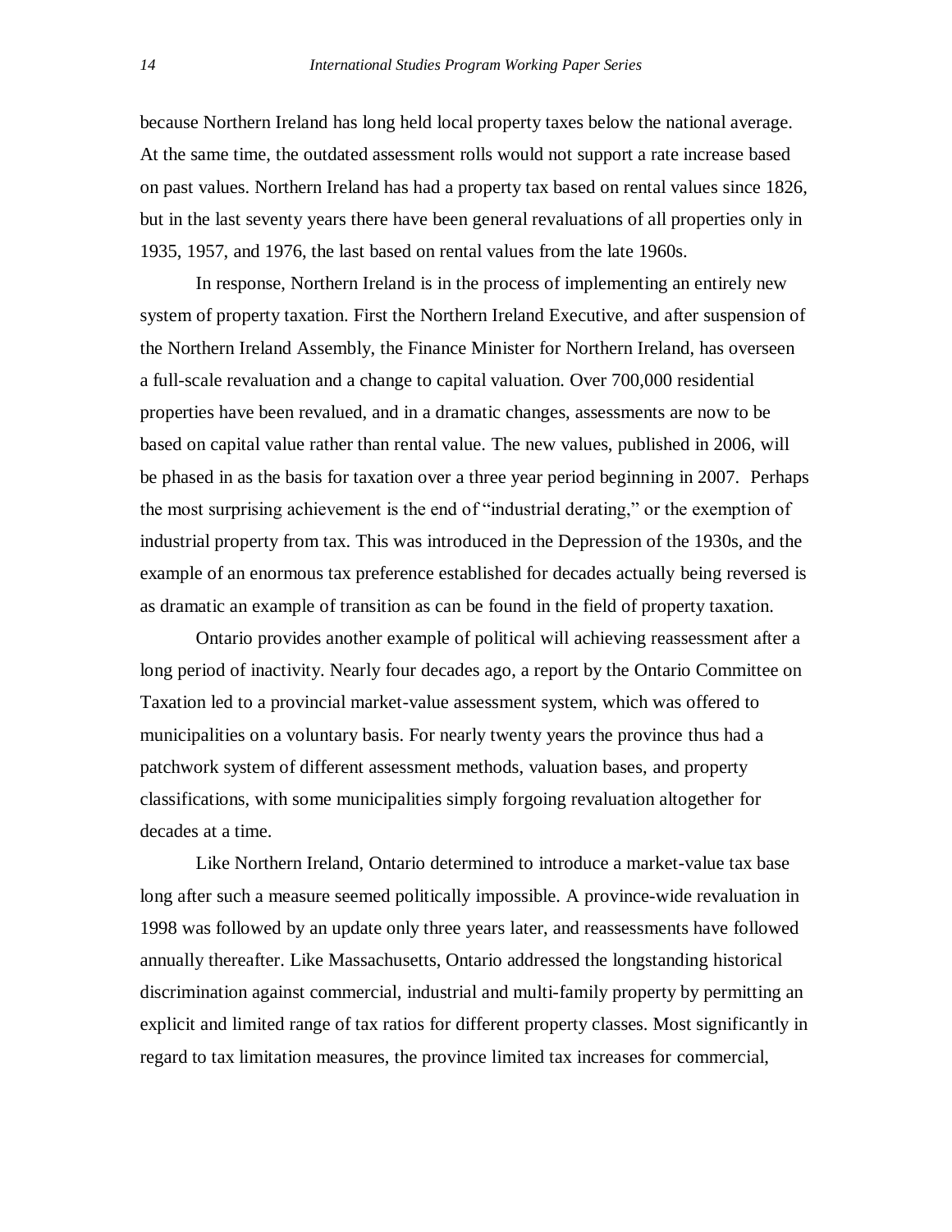because Northern Ireland has long held local property taxes below the national average. At the same time, the outdated assessment rolls would not support a rate increase based on past values. Northern Ireland has had a property tax based on rental values since 1826, but in the last seventy years there have been general revaluations of all properties only in 1935, 1957, and 1976, the last based on rental values from the late 1960s.

In response, Northern Ireland is in the process of implementing an entirely new system of property taxation. First the Northern Ireland Executive, and after suspension of the Northern Ireland Assembly, the Finance Minister for Northern Ireland, has overseen a full-scale revaluation and a change to capital valuation. Over 700,000 residential properties have been revalued, and in a dramatic changes, assessments are now to be based on capital value rather than rental value. The new values, published in 2006, will be phased in as the basis for taxation over a three year period beginning in 2007. Perhaps the most surprising achievement is the end of "industrial derating," or the exemption of industrial property from tax. This was introduced in the Depression of the 1930s, and the example of an enormous tax preference established for decades actually being reversed is as dramatic an example of transition as can be found in the field of property taxation.

Ontario provides another example of political will achieving reassessment after a long period of inactivity. Nearly four decades ago, a report by the Ontario Committee on Taxation led to a provincial market-value assessment system, which was offered to municipalities on a voluntary basis. For nearly twenty years the province thus had a patchwork system of different assessment methods, valuation bases, and property classifications, with some municipalities simply forgoing revaluation altogether for decades at a time.

Like Northern Ireland, Ontario determined to introduce a market-value tax base long after such a measure seemed politically impossible. A province-wide revaluation in 1998 was followed by an update only three years later, and reassessments have followed annually thereafter. Like Massachusetts, Ontario addressed the longstanding historical discrimination against commercial, industrial and multi-family property by permitting an explicit and limited range of tax ratios for different property classes. Most significantly in regard to tax limitation measures, the province limited tax increases for commercial,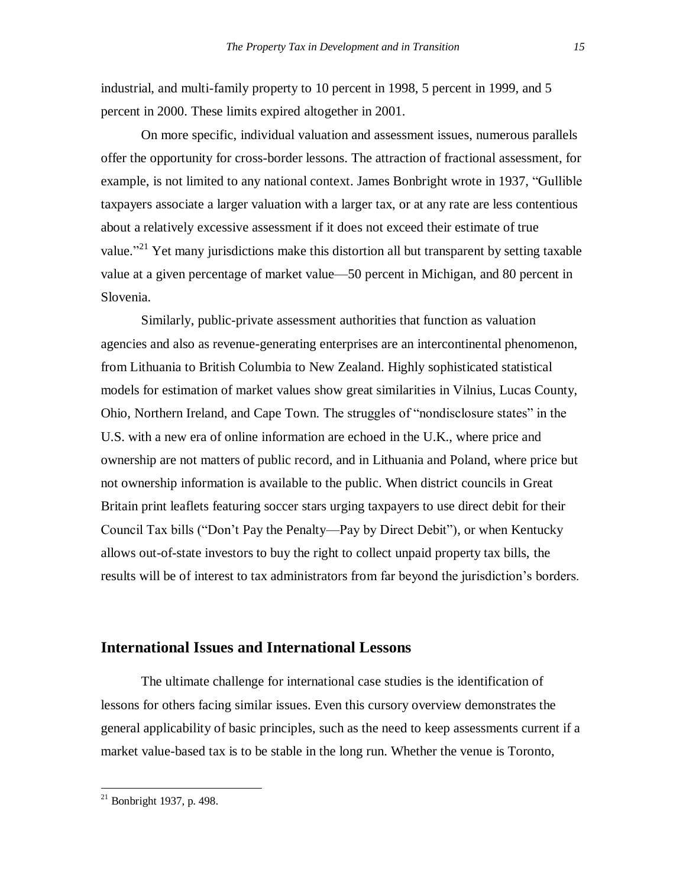industrial, and multi-family property to 10 percent in 1998, 5 percent in 1999, and 5 percent in 2000. These limits expired altogether in 2001.

On more specific, individual valuation and assessment issues, numerous parallels offer the opportunity for cross-border lessons. The attraction of fractional assessment, for example, is not limited to any national context. James Bonbright wrote in 1937, "Gullible taxpayers associate a larger valuation with a larger tax, or at any rate are less contentious about a relatively excessive assessment if it does not exceed their estimate of true value."[21] Yet many jurisdictions make this distortion all but transparent by setting taxable value at a given percentage of market value—50 percent in Michigan, and 80 percent in Slovenia.

Similarly, public-private assessment authorities that function as valuation agencies and also as revenue-generating enterprises are an intercontinental phenomenon, from Lithuania to British Columbia to New Zealand. Highly sophisticated statistical models for estimation of market values show great similarities in Vilnius, Lucas County, Ohio, Northern Ireland, and Cape Town. The struggles of "nondisclosure states" in the U.S. with a new era of online information are echoed in the U.K., where price and ownership are not matters of public record, and in Lithuania and Poland, where price but not ownership information is available to the public. When district councils in Great Britain print leaflets featuring soccer stars urging taxpayers to use direct debit for their Council Tax bills ("Don't Pay the Penalty—Pay by Direct Debit"), or when Kentucky allows out-of-state investors to buy the right to collect unpaid property tax bills, the results will be of interest to tax administrators from far beyond the jurisdiction's borders.

## International Issues and International Lessons

The ultimate challenge for international case studies is the identification of lessons for others facing similar issues. Even this cursory overview demonstrates the general applicability of basic principles, such as the need to keep assessments current if a market value-based tax is to be stable in the long run. Whether the venue is Toronto,

[21] Bonbright 1937, p. 498.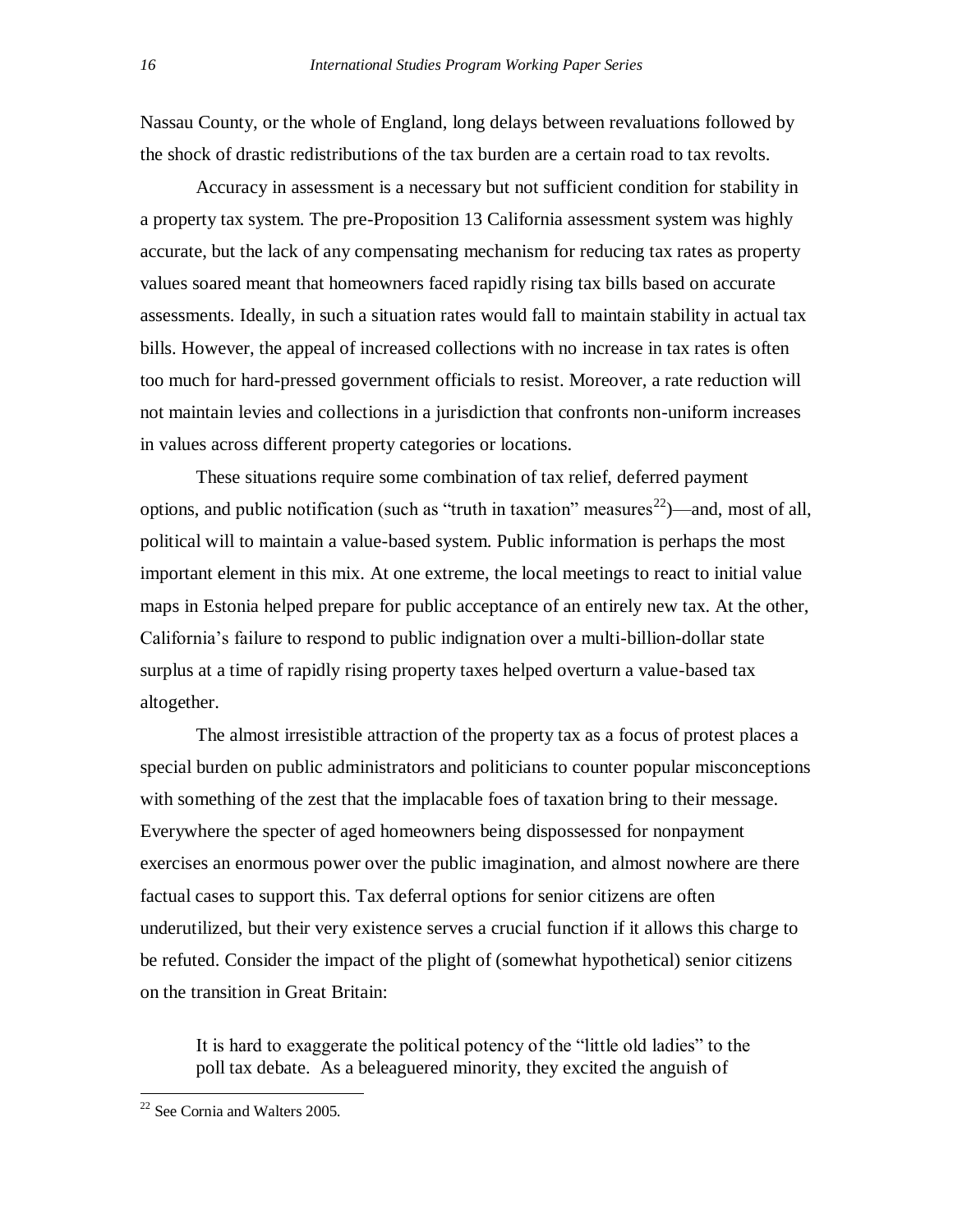Nassau County, or the whole of England, long delays between revaluations followed by the shock of drastic redistributions of the tax burden are a certain road to tax revolts.

Accuracy in assessment is a necessary but not sufficient condition for stability in a property tax system. The pre-Proposition 13 California assessment system was highly accurate, but the lack of any compensating mechanism for reducing tax rates as property values soared meant that homeowners faced rapidly rising tax bills based on accurate assessments. Ideally, in such a situation rates would fall to maintain stability in actual tax bills. However, the appeal of increased collections with no increase in tax rates is often too much for hard-pressed government officials to resist. Moreover, a rate reduction will not maintain levies and collections in a jurisdiction that confronts non-uniform increases in values across different property categories or locations.

These situations require some combination of tax relief, deferred payment options, and public notification (such as "truth in taxation" measures[22])—and, most of all, political will to maintain a value-based system. Public information is perhaps the most important element in this mix. At one extreme, the local meetings to react to initial value maps in Estonia helped prepare for public acceptance of an entirely new tax. At the other, California's failure to respond to public indignation over a multi-billion-dollar state surplus at a time of rapidly rising property taxes helped overturn a value-based tax altogether.

The almost irresistible attraction of the property tax as a focus of protest places a special burden on public administrators and politicians to counter popular misconceptions with something of the zest that the implacable foes of taxation bring to their message. Everywhere the specter of aged homeowners being dispossessed for nonpayment exercises an enormous power over the public imagination, and almost nowhere are there factual cases to support this. Tax deferral options for senior citizens are often underutilized, but their very existence serves a crucial function if it allows this charge to be refuted. Consider the impact of the plight of (somewhat hypothetical) senior citizens on the transition in Great Britain:

> It is hard to exaggerate the political potency of the "little old ladies" to the poll tax debate. As a beleaguered minority, they excited the anguish of

[22] See Cornia and Walters 2005.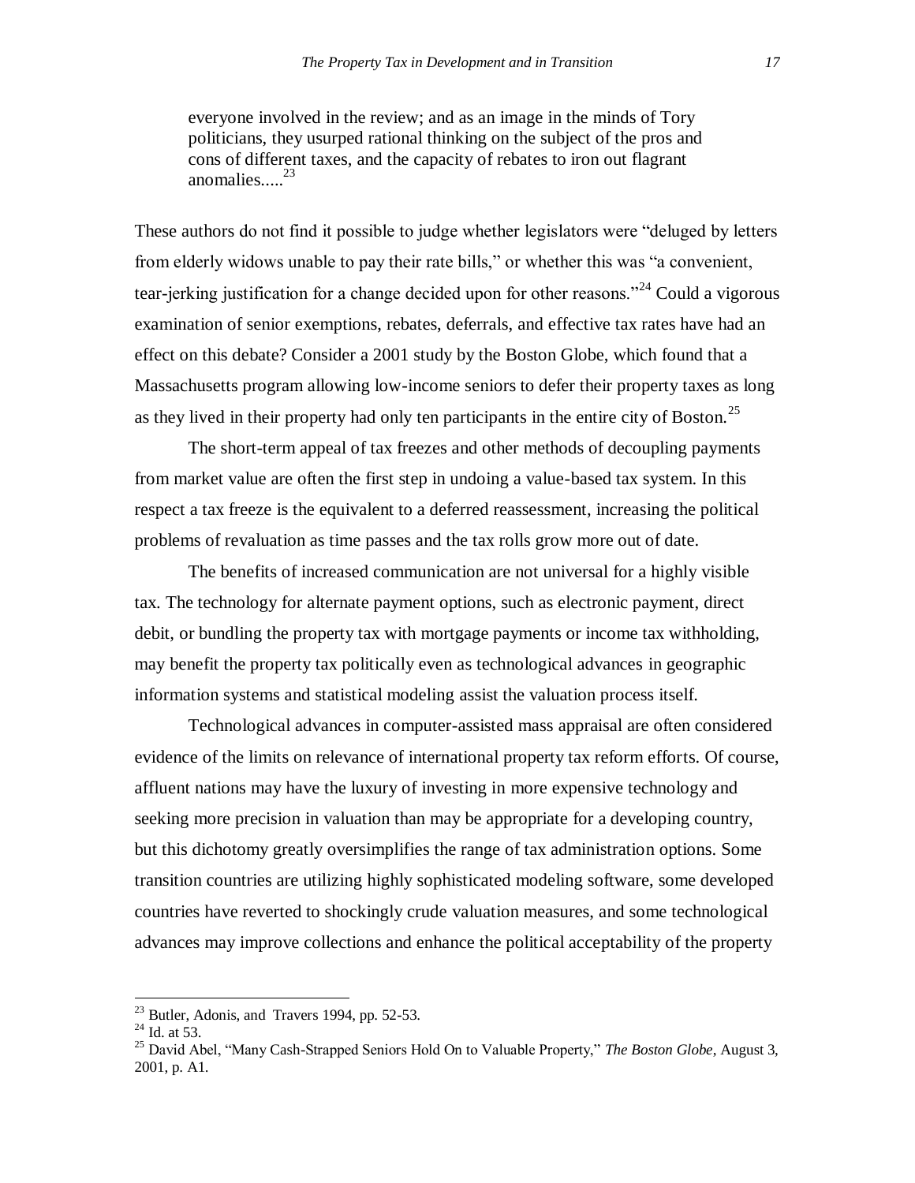> everyone involved in the review; and as an image in the minds of Tory politicians, they usurped rational thinking on the subject of the pros and cons of different taxes, and the capacity of rebates to iron out flagrant anomalies.....[23]

These authors do not find it possible to judge whether legislators were "deluged by letters from elderly widows unable to pay their rate bills," or whether this was "a convenient, tear-jerking justification for a change decided upon for other reasons."[24] Could a vigorous examination of senior exemptions, rebates, deferrals, and effective tax rates have had an effect on this debate? Consider a 2001 study by the Boston Globe, which found that a Massachusetts program allowing low-income seniors to defer their property taxes as long as they lived in their property had only ten participants in the entire city of Boston.[25]

The short-term appeal of tax freezes and other methods of decoupling payments from market value are often the first step in undoing a value-based tax system. In this respect a tax freeze is the equivalent to a deferred reassessment, increasing the political problems of revaluation as time passes and the tax rolls grow more out of date.

The benefits of increased communication are not universal for a highly visible tax. The technology for alternate payment options, such as electronic payment, direct debit, or bundling the property tax with mortgage payments or income tax withholding, may benefit the property tax politically even as technological advances in geographic information systems and statistical modeling assist the valuation process itself.

Technological advances in computer-assisted mass appraisal are often considered evidence of the limits on relevance of international property tax reform efforts. Of course, affluent nations may have the luxury of investing in more expensive technology and seeking more precision in valuation than may be appropriate for a developing country, but this dichotomy greatly oversimplifies the range of tax administration options. Some transition countries are utilizing highly sophisticated modeling software, some developed countries have reverted to shockingly crude valuation measures, and some technological advances may improve collections and enhance the political acceptability of the property

---

[23] Butler, Adonis, and Travers 1994, pp. 52-53.

[24] Id. at 53.

[25] David Abel, "Many Cash-Strapped Seniors Hold On to Valuable Property," *The Boston Globe*, August 3, 2001, p. A1.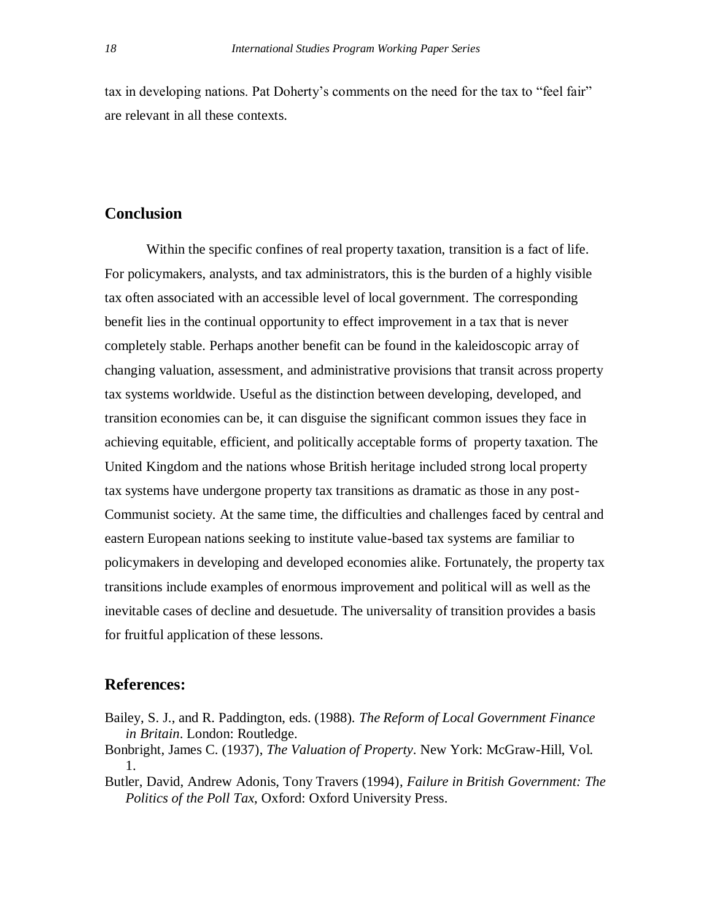tax in developing nations. Pat Doherty's comments on the need for the tax to "feel fair" are relevant in all these contexts.

## Conclusion

Within the specific confines of real property taxation, transition is a fact of life. For policymakers, analysts, and tax administrators, this is the burden of a highly visible tax often associated with an accessible level of local government. The corresponding benefit lies in the continual opportunity to effect improvement in a tax that is never completely stable. Perhaps another benefit can be found in the kaleidoscopic array of changing valuation, assessment, and administrative provisions that transit across property tax systems worldwide. Useful as the distinction between developing, developed, and transition economies can be, it can disguise the significant common issues they face in achieving equitable, efficient, and politically acceptable forms of property taxation. The United Kingdom and the nations whose British heritage included strong local property tax systems have undergone property tax transitions as dramatic as those in any post-Communist society. At the same time, the difficulties and challenges faced by central and eastern European nations seeking to institute value-based tax systems are familiar to policymakers in developing and developed economies alike. Fortunately, the property tax transitions include examples of enormous improvement and political will as well as the inevitable cases of decline and desuetude. The universality of transition provides a basis for fruitful application of these lessons.

## References:

Bailey, S. J., and R. Paddington, eds. (1988). *The Reform of Local Government Finance in Britain*. London: Routledge.

Bonbright, James C. (1937), *The Valuation of Property*. New York: McGraw-Hill, Vol. 1.

Butler, David, Andrew Adonis, Tony Travers (1994), *Failure in British Government: The Politics of the Poll Tax*, Oxford: Oxford University Press.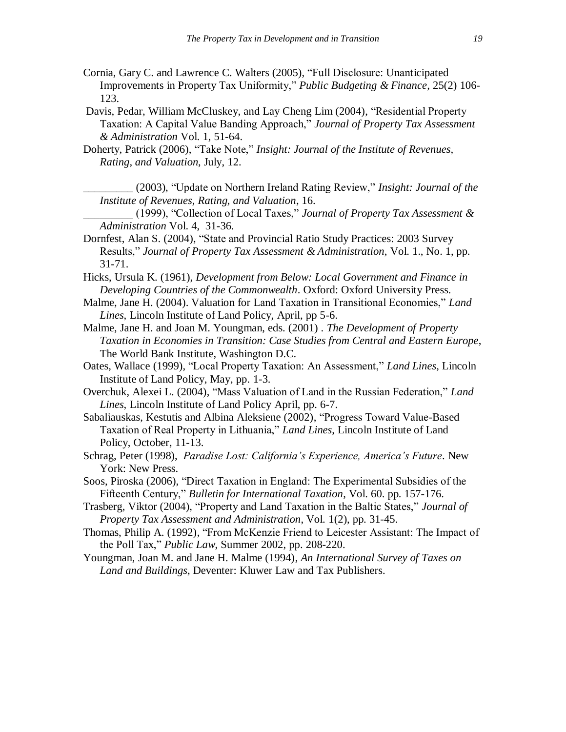Cornia, Gary C. and Lawrence C. Walters (2005), "Full Disclosure: Unanticipated Improvements in Property Tax Uniformity," *Public Budgeting & Finance*, 25(2) 106-123.

Davis, Pedar, William McCluskey, and Lay Cheng Lim (2004), "Residential Property Taxation: A Capital Value Banding Approach," *Journal of Property Tax Assessment & Administration* Vol. 1, 51-64.

Doherty, Patrick (2006), "Take Note," *Insight: Journal of the Institute of Revenues, Rating, and Valuation*, July, 12.

_________ (2003), "Update on Northern Ireland Rating Review," *Insight: Journal of the Institute of Revenues, Rating, and Valuation*, 16.

_________ (1999), "Collection of Local Taxes," *Journal of Property Tax Assessment & Administration* Vol. 4, 31-36.

Dornfest, Alan S. (2004), "State and Provincial Ratio Study Practices: 2003 Survey Results," *Journal of Property Tax Assessment & Administration*, Vol. 1., No. 1, pp. 31-71.

Hicks, Ursula K. (1961), *Development from Below: Local Government and Finance in Developing Countries of the Commonwealth*. Oxford: Oxford University Press.

Malme, Jane H. (2004). Valuation for Land Taxation in Transitional Economies," *Land Lines*, Lincoln Institute of Land Policy, April, pp 5-6.

Malme, Jane H. and Joan M. Youngman, eds. (2001) . *The Development of Property Taxation in Economies in Transition: Case Studies from Central and Eastern Europe*, The World Bank Institute, Washington D.C.

Oates, Wallace (1999), "Local Property Taxation: An Assessment," *Land Lines*, Lincoln Institute of Land Policy, May, pp. 1-3.

Overchuk, Alexei L. (2004), "Mass Valuation of Land in the Russian Federation," *Land Lines*, Lincoln Institute of Land Policy April, pp. 6-7.

Sabaliauskas, Kestutis and Albina Aleksiene (2002), "Progress Toward Value-Based Taxation of Real Property in Lithuania," *Land Lines*, Lincoln Institute of Land Policy, October, 11-13.

Schrag, Peter (1998), *Paradise Lost: California's Experience, America's Future*. New York: New Press.

Soos, Piroska (2006), "Direct Taxation in England: The Experimental Subsidies of the Fifteenth Century," *Bulletin for International Taxation*, Vol. 60. pp. 157-176.

Trasberg, Viktor (2004), "Property and Land Taxation in the Baltic States," *Journal of Property Tax Assessment and Administration*, Vol. 1(2), pp. 31-45.

Thomas, Philip A. (1992), "From McKenzie Friend to Leicester Assistant: The Impact of the Poll Tax," *Public Law*, Summer 2002, pp. 208-220.

Youngman, Joan M. and Jane H. Malme (1994), *An International Survey of Taxes on Land and Buildings*, Deventer: Kluwer Law and Tax Publishers.